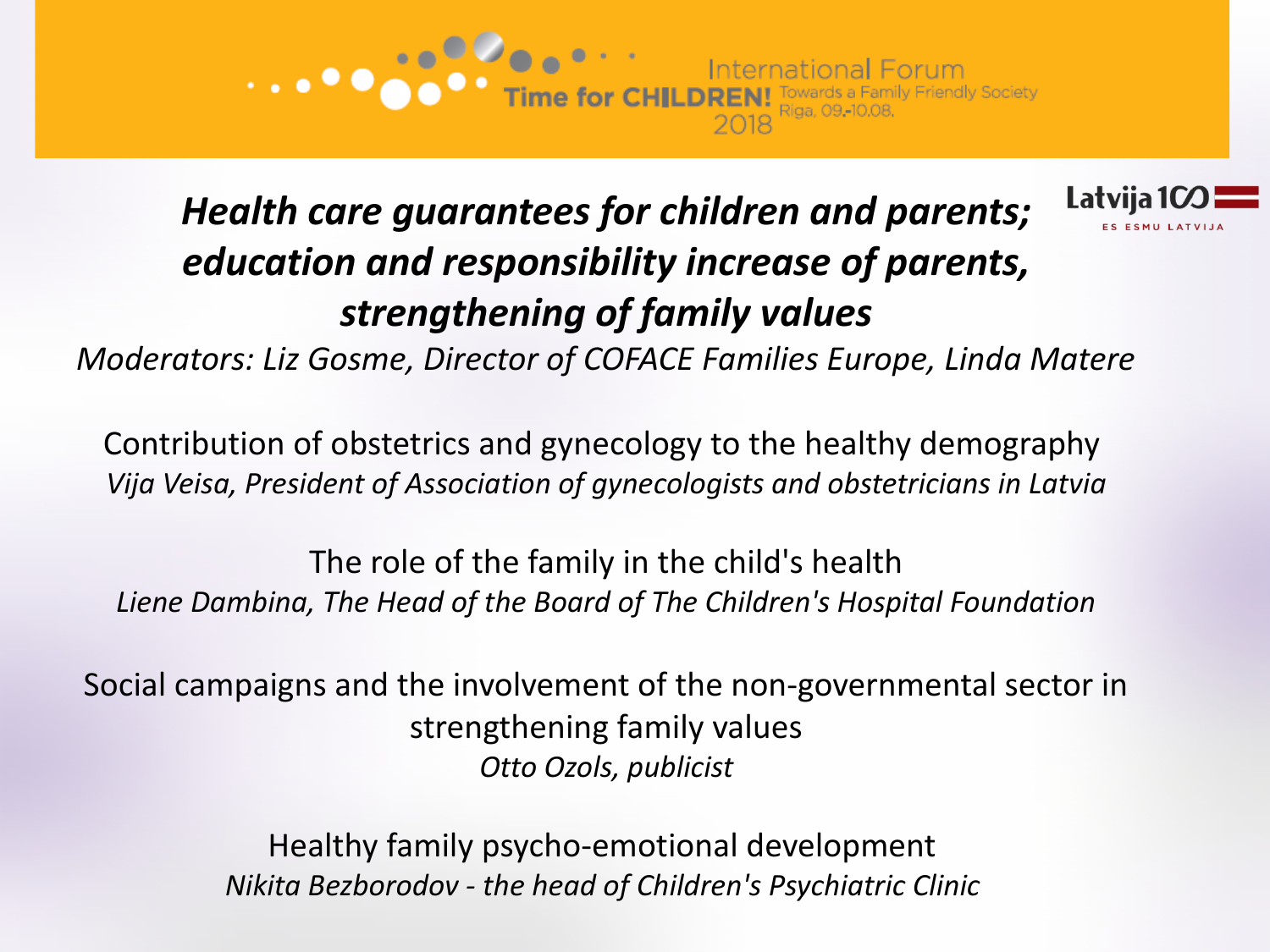International Forum
**Time for CHILDREN!** 2018
Towards a Family Friendly Society
Riga, 09.-10.08.

Latvija 100
ES ESMU LATVIJA

# *Health care guarantees for children and parents; education and responsibility increase of parents, strengthening of family values*

*Moderators: Liz Gosme, Director of COFACE Families Europe, Linda Matere*

Contribution of obstetrics and gynecology to the healthy demography
*Vija Veisa, President of Association of gynecologists and obstetricians in Latvia*

The role of the family in the child's health
*Liene Dambina, The Head of the Board of The Children's Hospital Foundation*

Social campaigns and the involvement of the non-governmental sector in strengthening family values
*Otto Ozols, publicist*

Healthy family psycho-emotional development
*Nikita Bezborodov - the head of Children's Psychiatric Clinic*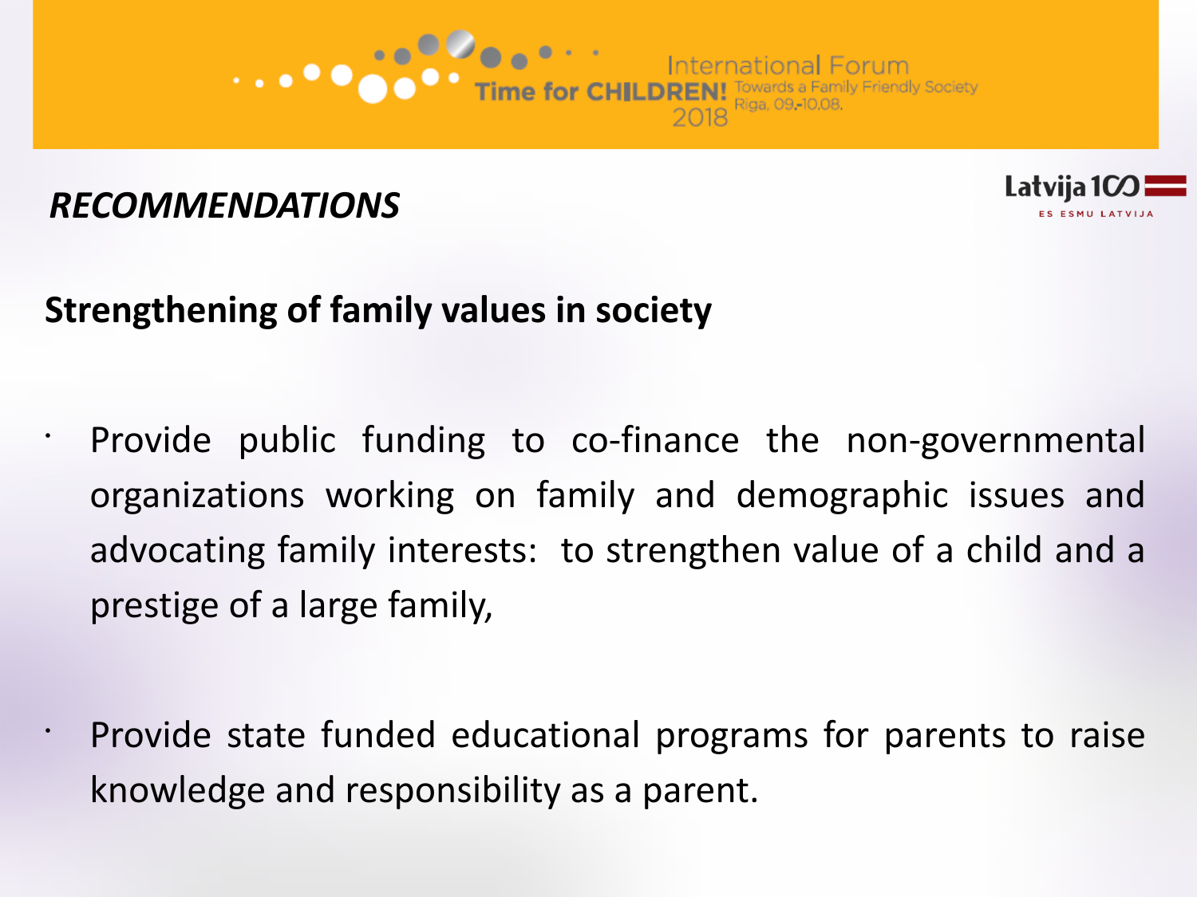## *RECOMMENDATIONS*

### Strengthening of family values in society

- Provide public funding to co-finance the non-governmental organizations working on family and demographic issues and advocating family interests: to strengthen value of a child and a prestige of a large family,

- Provide state funded educational programs for parents to raise knowledge and responsibility as a parent.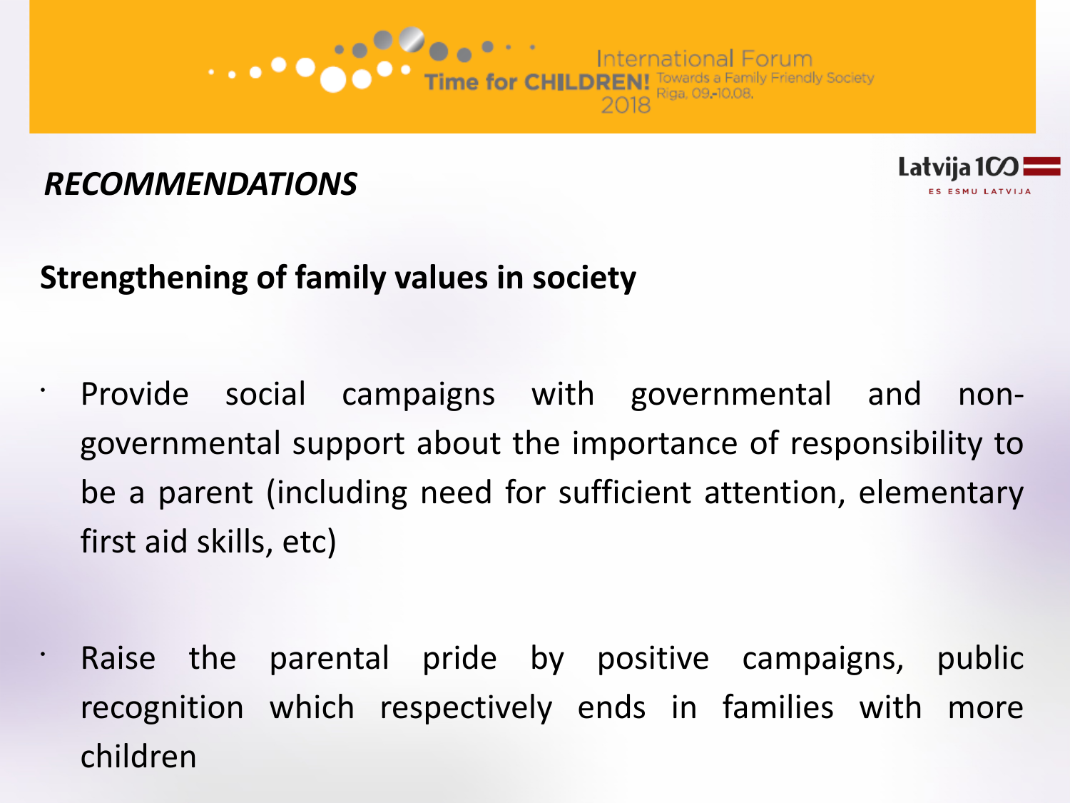## *RECOMMENDATIONS*

### Strengthening of family values in society

- Provide social campaigns with governmental and non-governmental support about the importance of responsibility to be a parent (including need for sufficient attention, elementary first aid skills, etc)

- Raise the parental pride by positive campaigns, public recognition which respectively ends in families with more children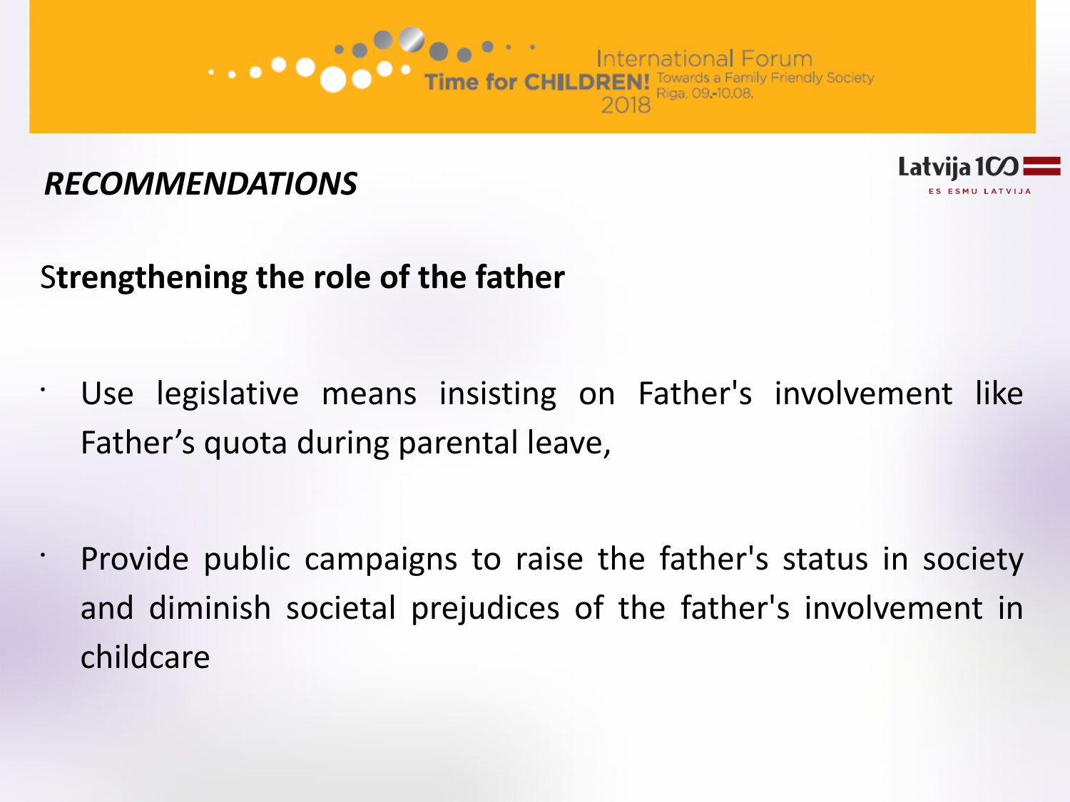## *RECOMMENDATIONS*

**Strengthening the role of the father**

- Use legislative means insisting on Father's involvement like Father's quota during parental leave,
- Provide public campaigns to raise the father's status in society and diminish societal prejudices of the father's involvement in childcare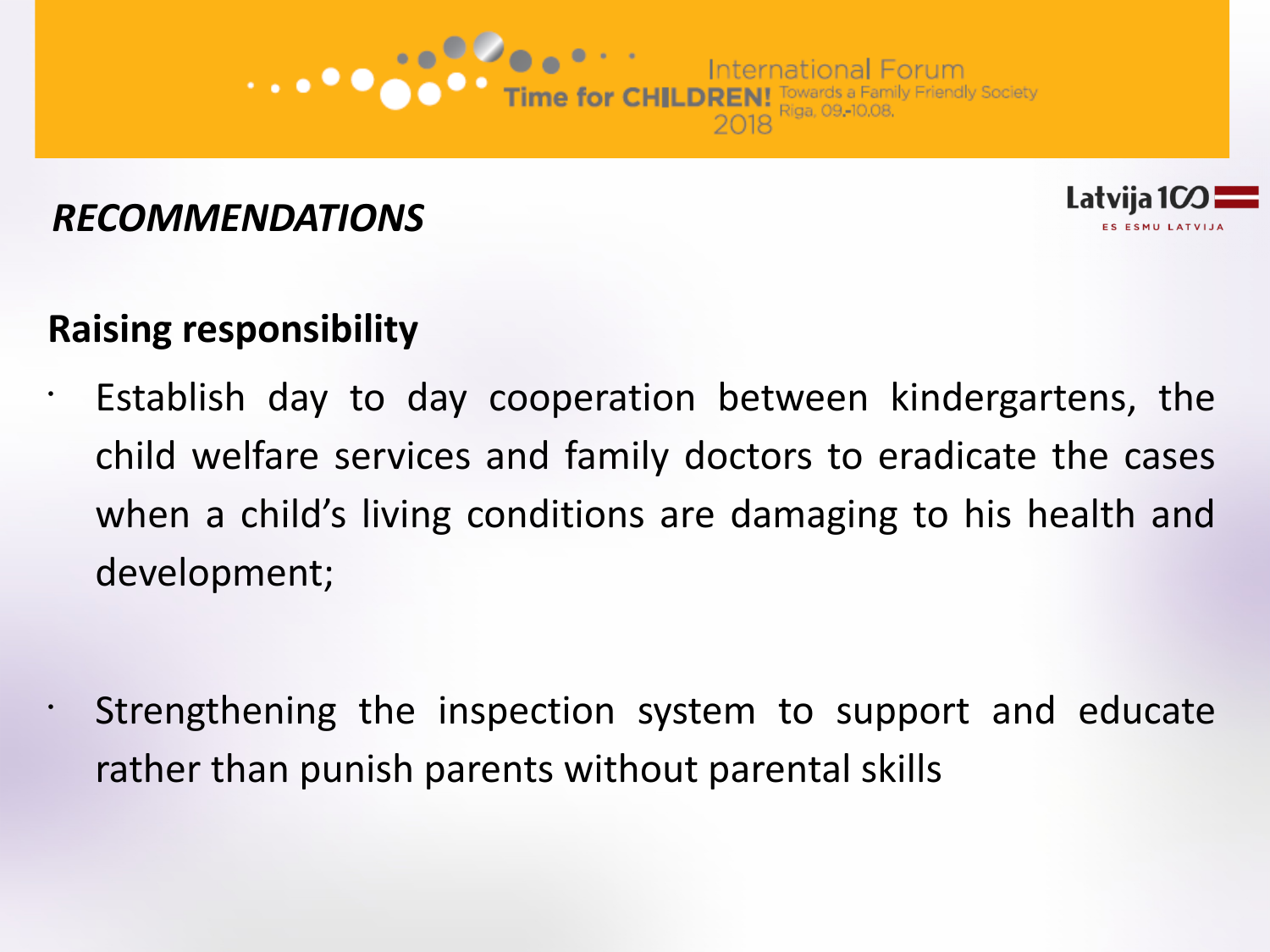## *RECOMMENDATIONS*

### Raising responsibility

- Establish day to day cooperation between kindergartens, the child welfare services and family doctors to eradicate the cases when a child's living conditions are damaging to his health and development;

- Strengthening the inspection system to support and educate rather than punish parents without parental skills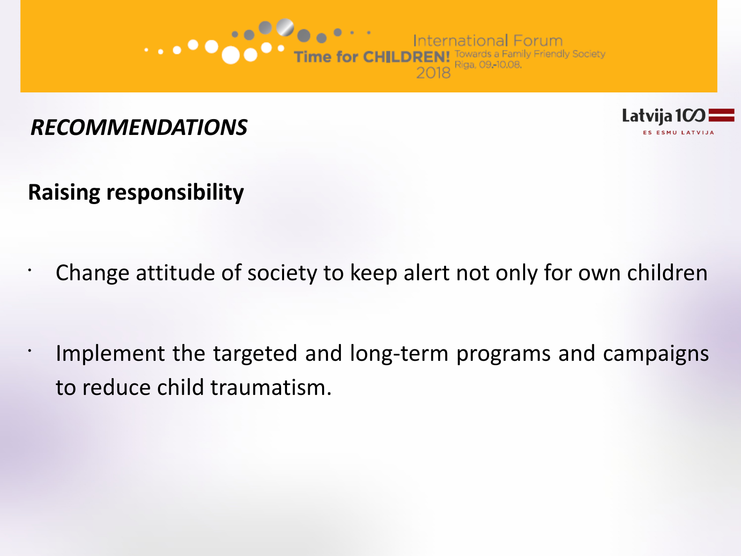## *RECOMMENDATIONS*

### Raising responsibility

- Change attitude of society to keep alert not only for own children
- Implement the targeted and long-term programs and campaigns to reduce child traumatism.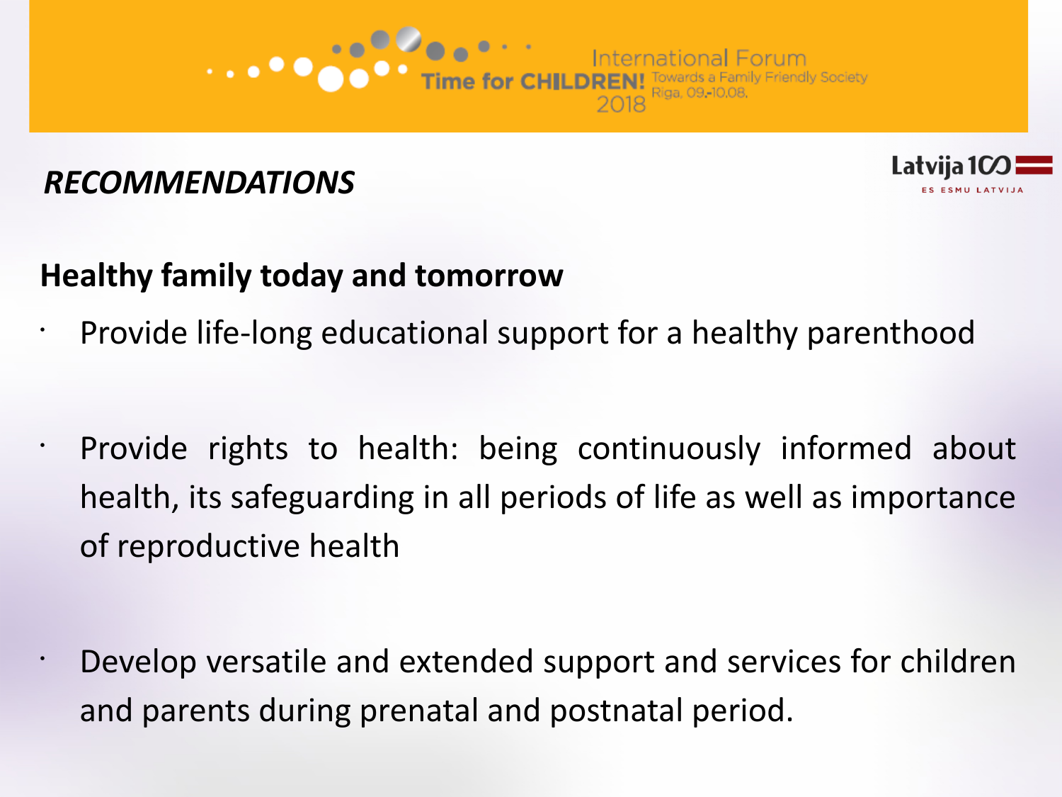## *RECOMMENDATIONS*

### Healthy family today and tomorrow

- Provide life-long educational support for a healthy parenthood
- Provide rights to health: being continuously informed about health, its safeguarding in all periods of life as well as importance of reproductive health
- Develop versatile and extended support and services for children and parents during prenatal and postnatal period.